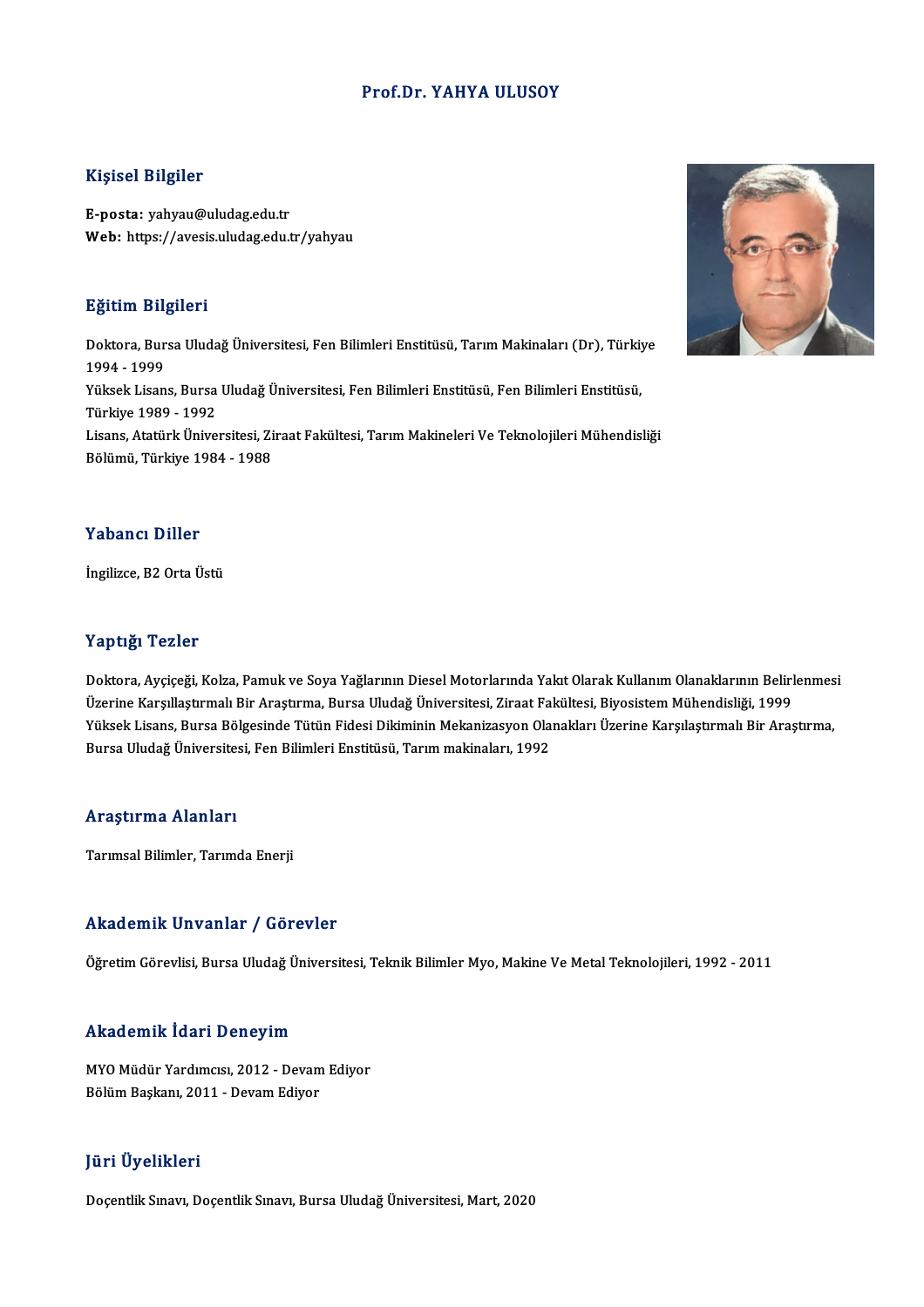# Prof.Dr. YAHYA ULUSOY

## Kişisel Bilgiler

**E-posta:** yahyau@uludag.edu.tr
**Web:** https://avesis.uludag.edu.tr/yahyau

## Eğitim Bilgileri

Doktora, Bursa Uludağ Üniversitesi, Fen Bilimleri Enstitüsü, Tarım Makinaları (Dr), Türkiye 1994 - 1999
Yüksek Lisans, Bursa Uludağ Üniversitesi, Fen Bilimleri Enstitüsü, Fen Bilimleri Enstitüsü, Türkiye 1989 - 1992
Lisans, Atatürk Üniversitesi, Ziraat Fakültesi, Tarım Makineleri Ve Teknolojileri Mühendisliği Bölümü, Türkiye 1984 - 1988

## Yabancı Diller

İngilizce, B2 Orta Üstü

## Yaptığı Tezler

Doktora, Ayçiçeği, Kolza, Pamuk ve Soya Yağlarının Diesel Motorlarında Yakıt Olarak Kullanım Olanaklarının Belirlenmesi Üzerine Karşılaştırmalı Bir Araştırma, Bursa Uludağ Üniversitesi, Ziraat Fakültesi, Biyosistem Mühendisliği, 1999
Yüksek Lisans, Bursa Bölgesinde Tütün Fidesi Dikiminin Mekanizasyon Olanakları Üzerine Karşılaştırmalı Bir Araştırma, Bursa Uludağ Üniversitesi, Fen Bilimleri Enstitüsü, Tarım makinaları, 1992

## Araştırma Alanları

Tarımsal Bilimler, Tarımda Enerji

## Akademik Unvanlar / Görevler

Öğretim Görevlisi, Bursa Uludağ Üniversitesi, Teknik Bilimler Myo, Makine Ve Metal Teknolojileri, 1992 - 2011

## Akademik İdari Deneyim

MYO Müdür Yardımcısı, 2012 - Devam Ediyor
Bölüm Başkanı, 2011 - Devam Ediyor

## Jüri Üyelikleri

Doçentlik Sınavı, Doçentlik Sınavı, Bursa Uludağ Üniversitesi, Mart, 2020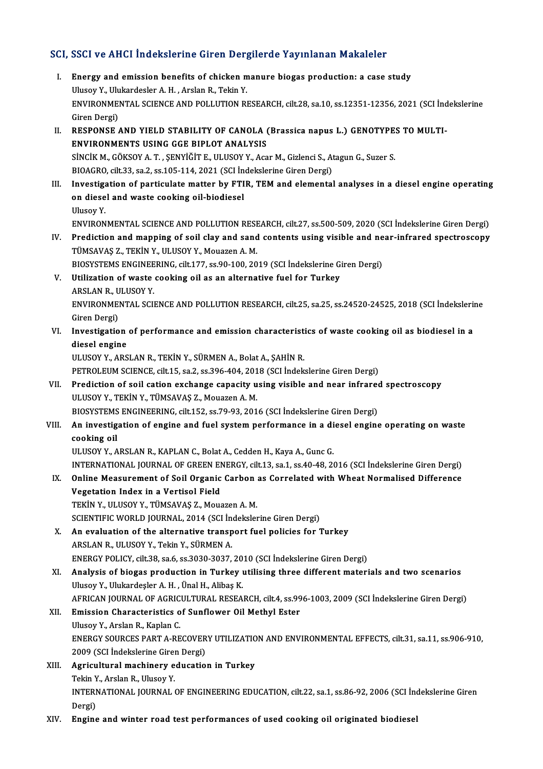## SCI, SSCI ve AHCI İndekslerine Giren Dergilerde Yayınlanan Makaleler

I. **Energy and emission benefits of chicken manure biogas production: a case study**
Ulusoy Y., Ulukardesler A. H. , Arslan R., Tekin Y.
ENVIRONMENTAL SCIENCE AND POLLUTION RESEARCH, cilt.28, sa.10, ss.12351-12356, 2021 (SCI İndekslerine Giren Dergi)

II. **RESPONSE AND YIELD STABILITY OF CANOLA (Brassica napus L.) GENOTYPES TO MULTI-ENVIRONMENTS USING GGE BIPLOT ANALYSIS**
SİNCİK M., GÖKSOY A. T. , ŞENYİĞİT E., ULUSOY Y., Acar M., Gizlenci S., Atagun G., Suzer S.
BIOAGRO, cilt.33, sa.2, ss.105-114, 2021 (SCI İndekslerine Giren Dergi)

III. **Investigation of particulate matter by FTIR, TEM and elemental analyses in a diesel engine operating on diesel and waste cooking oil-biodiesel**
Ulusoy Y.
ENVIRONMENTAL SCIENCE AND POLLUTION RESEARCH, cilt.27, ss.500-509, 2020 (SCI İndekslerine Giren Dergi)

IV. **Prediction and mapping of soil clay and sand contents using visible and near-infrared spectroscopy**
TÜMSAVAŞ Z., TEKİN Y., ULUSOY Y., Mouazen A. M.
BIOSYSTEMS ENGINEERING, cilt.177, ss.90-100, 2019 (SCI İndekslerine Giren Dergi)

V. **Utilization of waste cooking oil as an alternative fuel for Turkey**
ARSLAN R., ULUSOY Y.
ENVIRONMENTAL SCIENCE AND POLLUTION RESEARCH, cilt.25, sa.25, ss.24520-24525, 2018 (SCI İndekslerine Giren Dergi)

VI. **Investigation of performance and emission characteristics of waste cooking oil as biodiesel in a diesel engine**
ULUSOY Y., ARSLAN R., TEKİN Y., SÜRMEN A., Bolat A., ŞAHİN R.
PETROLEUM SCIENCE, cilt.15, sa.2, ss.396-404, 2018 (SCI İndekslerine Giren Dergi)

VII. **Prediction of soil cation exchange capacity using visible and near infrared spectroscopy**
ULUSOY Y., TEKİN Y., TÜMSAVAŞ Z., Mouazen A. M.
BIOSYSTEMS ENGINEERING, cilt.152, ss.79-93, 2016 (SCI İndekslerine Giren Dergi)

VIII. **An investigation of engine and fuel system performance in a diesel engine operating on waste cooking oil**
ULUSOY Y., ARSLAN R., KAPLAN C., Bolat A., Cedden H., Kaya A., Gunc G.
INTERNATIONAL JOURNAL OF GREEN ENERGY, cilt.13, sa.1, ss.40-48, 2016 (SCI İndekslerine Giren Dergi)

IX. **Online Measurement of Soil Organic Carbon as Correlated with Wheat Normalised Difference Vegetation Index in a Vertisol Field**
TEKİN Y., ULUSOY Y., TÜMSAVAŞ Z., Mouazen A. M.
SCIENTIFIC WORLD JOURNAL, 2014 (SCI İndekslerine Giren Dergi)

X. **An evaluation of the alternative transport fuel policies for Turkey**
ARSLAN R., ULUSOY Y., Tekin Y., SÜRMEN A.
ENERGY POLICY, cilt.38, sa.6, ss.3030-3037, 2010 (SCI İndekslerine Giren Dergi)

XI. **Analysis of biogas production in Turkey utilising three different materials and two scenarios**
Ulusoy Y., Ulukardeşler A. H. , Ünal H., Alibaş K.
AFRICAN JOURNAL OF AGRICULTURAL RESEARCH, cilt.4, ss.996-1003, 2009 (SCI İndekslerine Giren Dergi)

XII. **Emission Characteristics of Sunflower Oil Methyl Ester**
Ulusoy Y., Arslan R., Kaplan C.
ENERGY SOURCES PART A-RECOVERY UTILIZATION AND ENVIRONMENTAL EFFECTS, cilt.31, sa.11, ss.906-910, 2009 (SCI İndekslerine Giren Dergi)

XIII. **Agricultural machinery education in Turkey**
Tekin Y., Arslan R., Ulusoy Y.
INTERNATIONAL JOURNAL OF ENGINEERING EDUCATION, cilt.22, sa.1, ss.86-92, 2006 (SCI İndekslerine Giren Dergi)

XIV. **Engine and winter road test performances of used cooking oil originated biodiesel**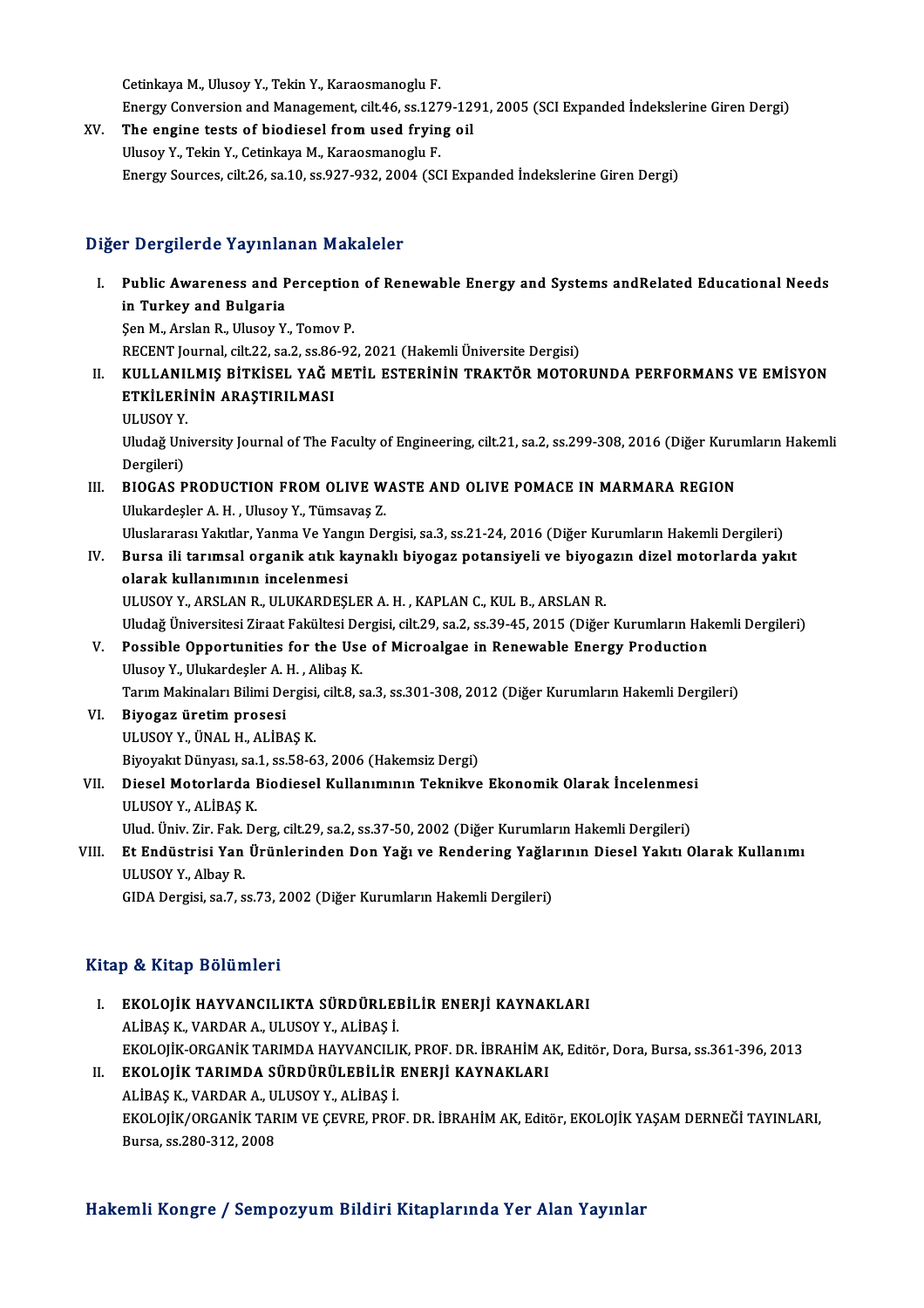Cetinkaya M., Ulusoy Y., Tekin Y., Karaosmanoglu F.
Energy Conversion and Management, cilt.46, ss.1279-1291, 2005 (SCI Expanded İndekslerine Giren Dergi)

XV. **The engine tests of biodiesel from used frying oil**
Ulusoy Y., Tekin Y., Cetinkaya M., Karaosmanoglu F.
Energy Sources, cilt.26, sa.10, ss.927-932, 2004 (SCI Expanded İndekslerine Giren Dergi)

## Diğer Dergilerde Yayınlanan Makaleler

I. **Public Awareness and Perception of Renewable Energy and Systems andRelated Educational Needs in Turkey and Bulgaria**
Şen M., Arslan R., Ulusoy Y., Tomov P.
RECENT Journal, cilt.22, sa.2, ss.86-92, 2021 (Hakemli Üniversite Dergisi)

II. **KULLANILMIŞ BİTKİSEL YAĞ METİL ESTERİNİN TRAKTÖR MOTORUNDA PERFORMANS VE EMİSYON ETKİLERİNİN ARAŞTIRILMASI**
ULUSOY Y.
Uludağ University Journal of The Faculty of Engineering, cilt.21, sa.2, ss.299-308, 2016 (Diğer Kurumların Hakemli Dergileri)

III. **BIOGAS PRODUCTION FROM OLIVE WASTE AND OLIVE POMACE IN MARMARA REGION**
Ulukardeşler A. H. , Ulusoy Y., Tümsavaş Z.
Uluslararası Yakıtlar, Yanma Ve Yangın Dergisi, sa.3, ss.21-24, 2016 (Diğer Kurumların Hakemli Dergileri)

IV. **Bursa ili tarımsal organik atık kaynaklı biyogaz potansiyeli ve biyogazın dizel motorlarda yakıt olarak kullanımının incelenmesi**
ULUSOY Y., ARSLAN R., ULUKARDEŞLER A. H. , KAPLAN C., KUL B., ARSLAN R.
Uludağ Üniversitesi Ziraat Fakültesi Dergisi, cilt.29, sa.2, ss.39-45, 2015 (Diğer Kurumların Hakemli Dergileri)

V. **Possible Opportunities for the Use of Microalgae in Renewable Energy Production**
Ulusoy Y., Ulukardeşler A. H. , Alibaş K.
Tarım Makinaları Bilimi Dergisi, cilt.8, sa.3, ss.301-308, 2012 (Diğer Kurumların Hakemli Dergileri)

VI. **Biyogaz üretim prosesi**
ULUSOY Y., ÜNAL H., ALİBAŞ K.
Biyoyakıt Dünyası, sa.1, ss.58-63, 2006 (Hakemsiz Dergi)

VII. **Diesel Motorlarda Biodiesel Kullanımının Teknikve Ekonomik Olarak İncelenmesi**
ULUSOY Y., ALİBAŞ K.
Ulud. Üniv. Zir. Fak. Derg, cilt.29, sa.2, ss.37-50, 2002 (Diğer Kurumların Hakemli Dergileri)

VIII. **Et Endüstrisi Yan Ürünlerinden Don Yağı ve Rendering Yağlarının Diesel Yakıtı Olarak Kullanımı**
ULUSOY Y., Albay R.
GIDA Dergisi, sa.7, ss.73, 2002 (Diğer Kurumların Hakemli Dergileri)

## Kitap & Kitap Bölümleri

I. **EKOLOJİK HAYVANCILIKTA SÜRDÜRLEBİLİR ENERJİ KAYNAKLARI**
ALİBAŞ K., VARDAR A., ULUSOY Y., ALİBAŞ İ.
EKOLOJİK-ORGANİK TARIMDA HAYVANCILIK, PROF. DR. İBRAHİM AK, Editör, Dora, Bursa, ss.361-396, 2013

II. **EKOLOJİK TARIMDA SÜRDÜRÜLEBİLİR ENERJİ KAYNAKLARI**
ALİBAŞ K., VARDAR A., ULUSOY Y., ALİBAŞ İ.
EKOLOJİK/ORGANİK TARIM VE ÇEVRE, PROF. DR. İBRAHİM AK, Editör, EKOLOJİK YAŞAM DERNEĞİ TAYINLARI, Bursa, ss.280-312, 2008

## Hakemli Kongre / Sempozyum Bildiri Kitaplarında Yer Alan Yayınlar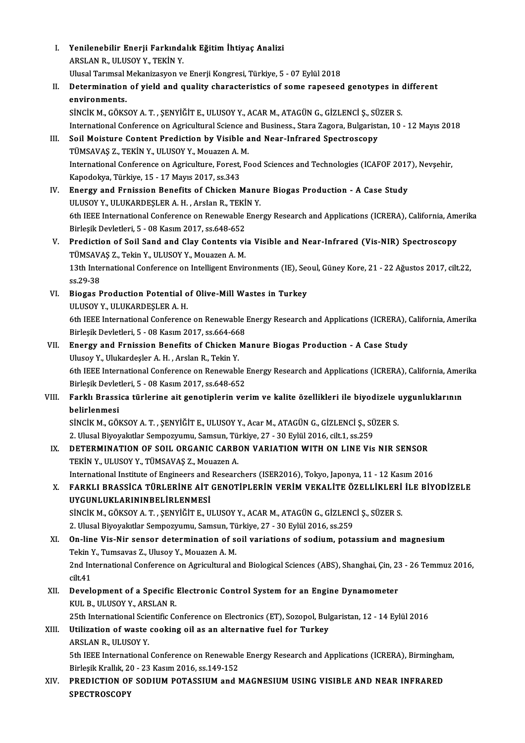I. **Yenilenebilir Enerji Farkındalık Eğitim İhtiyaç Analizi**
ARSLAN R., ULUSOY Y., TEKİN Y.
Ulusal Tarımsal Mekanizasyon ve Enerji Kongresi, Türkiye, 5 - 07 Eylül 2018

II. **Determination of yield and quality characteristics of some rapeseed genotypes in different environments.**
SİNCİK M., GÖKSOY A. T. , ŞENYİĞİT E., ULUSOY Y., ACAR M., ATAGÜN G., GİZLENCİ Ş., SÜZER S.
International Conference on Agricultural Science and Business., Stara Zagora, Bulgaristan, 10 - 12 Mayıs 2018

III. **Soil Moisture Content Prediction by Visible and Near-Infrared Spectroscopy**
TÜMSAVAŞ Z., TEKİN Y., ULUSOY Y., Mouazen A. M.
International Conference on Agriculture, Forest, Food Sciences and Technologies (ICAFOF 2017), Nevşehir, Kapodokya, Türkiye, 15 - 17 Mayıs 2017, ss.343

IV. **Energy and Frnission Benefits of Chicken Manure Biogas Production - A Case Study**
ULUSOY Y., ULUKARDEŞLER A. H. , Arslan R., TEKİN Y.
6th IEEE International Conference on Renewable Energy Research and Applications (ICRERA), California, Amerika Birleşik Devletleri, 5 - 08 Kasım 2017, ss.648-652

V. **Prediction of Soil Sand and Clay Contents via Visible and Near-Infrared (Vis-NIR) Spectroscopy**
TÜMSAVAŞ Z., Tekin Y., ULUSOY Y., Mouazen A. M.
13th International Conference on Intelligent Environments (IE), Seoul, Güney Kore, 21 - 22 Ağustos 2017, cilt.22, ss.29-38

VI. **Biogas Production Potential of Olive-Mill Wastes in Turkey**
ULUSOY Y., ULUKARDEŞLER A. H.
6th IEEE International Conference on Renewable Energy Research and Applications (ICRERA), California, Amerika Birleşik Devletleri, 5 - 08 Kasım 2017, ss.664-668

VII. **Energy and Frnission Benefits of Chicken Manure Biogas Production - A Case Study**
Ulusoy Y., Ulukardeşler A. H. , Arslan R., Tekin Y.
6th IEEE International Conference on Renewable Energy Research and Applications (ICRERA), California, Amerika Birleşik Devletleri, 5 - 08 Kasım 2017, ss.648-652

VIII. **Farklı Brassica türlerine ait genotiplerin verim ve kalite özellikleri ile biyodizele uygunluklarının belirlenmesi**
SİNCİK M., GÖKSOY A. T. , ŞENYİĞİT E., ULUSOY Y., Acar M., ATAGÜN G., GİZLENCİ Ş., SÜZER S.
2. Ulusal Biyoyakıtlar Sempozyumu, Samsun, Türkiye, 27 - 30 Eylül 2016, cilt.1, ss.259

IX. **DETERMINATION OF SOIL ORGANIC CARBON VARIATION WITH ON LINE Vis NIR SENSOR**
TEKİN Y., ULUSOY Y., TÜMSAVAŞ Z., Mouazen A.
International Institute of Engineers and Researchers (ISER2016), Tokyo, Japonya, 11 - 12 Kasım 2016

X. **FARKLI BRASSİCA TÜRLERİNE AİT GENOTİPLERİN VERİM VEKALİTE ÖZELLİKLERİ İLE BİYODİZELE UYGUNLUKLARININBELİRLENMESİ**
SİNCİK M., GÖKSOY A. T. , ŞENYİĞİT E., ULUSOY Y., ACAR M., ATAGÜN G., GİZLENCİ Ş., SÜZER S.
2. Ulusal Biyoyakıtlar Sempozyumu, Samsun, Türkiye, 27 - 30 Eylül 2016, ss.259

XI. **On-line Vis-Nir sensor determination of soil variations of sodium, potassium and magnesium**
Tekin Y., Tumsavas Z., Ulusoy Y., Mouazen A. M.
2nd International Conference on Agricultural and Biological Sciences (ABS), Shanghai, Çin, 23 - 26 Temmuz 2016, cilt.41

XII. **Development of a Specific Electronic Control System for an Engine Dynamometer**
KUL B., ULUSOY Y., ARSLAN R.
25th International Scientific Conference on Electronics (ET), Sozopol, Bulgaristan, 12 - 14 Eylül 2016

XIII. **Utilization of waste cooking oil as an alternative fuel for Turkey**
ARSLAN R., ULUSOY Y.
5th IEEE International Conference on Renewable Energy Research and Applications (ICRERA), Birmingham, Birleşik Krallık, 20 - 23 Kasım 2016, ss.149-152

XIV. **PREDICTION OF SODIUM POTASSIUM and MAGNESIUM USING VISIBLE AND NEAR INFRARED SPECTROSCOPY**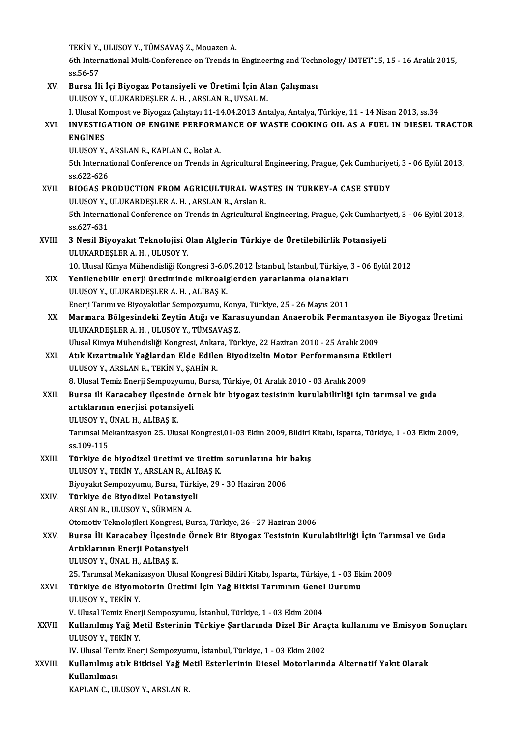TEKİN Y., ULUSOY Y., TÜMSAVAŞ Z., Mouazen A.
6th International Multi-Conference on Trends in Engineering and Technology/ IMTET'15, 15 - 16 Aralık 2015, ss.56-57

XV. **Bursa İli İçi Biyogaz Potansiyeli ve Üretimi İçin Alan Çalışması**
ULUSOY Y., ULUKARDEŞLER A. H. , ARSLAN R., UYSAL M.
I. Ulusal Kompost ve Biyogaz Çalıştayı 11-14.04.2013 Antalya, Antalya, Türkiye, 11 - 14 Nisan 2013, ss.34

XVI. **INVESTIGATION OF ENGINE PERFORMANCE OF WASTE COOKING OIL AS A FUEL IN DIESEL TRACTOR ENGINES**
ULUSOY Y., ARSLAN R., KAPLAN C., Bolat A.
5th International Conference on Trends in Agricultural Engineering, Prague, Çek Cumhuriyeti, 3 - 06 Eylül 2013, ss.622-626

XVII. **BIOGAS PRODUCTION FROM AGRICULTURAL WASTES IN TURKEY-A CASE STUDY**
ULUSOY Y., ULUKARDEŞLER A. H. , ARSLAN R., Arslan R.
5th International Conference on Trends in Agricultural Engineering, Prague, Çek Cumhuriyeti, 3 - 06 Eylül 2013, ss.627-631

XVIII. **3 Nesil Biyoyakıt Teknolojisi Olan Alglerin Türkiye de Üretilebilirlik Potansiyeli**
ULUKARDEŞLER A. H. , ULUSOY Y.
10. Ulusal Kimya Mühendisliği Kongresi 3-6.09.2012 İstanbul, İstanbul, Türkiye, 3 - 06 Eylül 2012

XIX. **Yenilenebilir enerji üretiminde mikroalglerden yararlanma olanakları**
ULUSOY Y., ULUKARDEŞLER A. H. , ALİBAŞ K.
Enerji Tarımı ve Biyoyakıtlar Sempozyumu, Konya, Türkiye, 25 - 26 Mayıs 2011

XX. **Marmara Bölgesindeki Zeytin Atığı ve Karasuyundan Anaerobik Fermantasyon ile Biyogaz Üretimi**
ULUKARDEŞLER A. H. , ULUSOY Y., TÜMSAVAŞ Z.
Ulusal Kimya Mühendisliği Kongresi, Ankara, Türkiye, 22 Haziran 2010 - 25 Aralık 2009

XXI. **Atık Kızartmalık Yağlardan Elde Edilen Biyodizelin Motor Performansına Etkileri**
ULUSOY Y., ARSLAN R., TEKİN Y., ŞAHİN R.
8. Ulusal Temiz Enerji Sempozyumu, Bursa, Türkiye, 01 Aralık 2010 - 03 Aralık 2009

XXII. **Bursa ili Karacabey ilçesinde örnek bir biyogaz tesisinin kurulabilirliği için tarımsal ve gıda artıklarının enerjisi potansiyeli**
ULUSOY Y., ÜNAL H., ALİBAŞ K.
Tarımsal Mekanizasyon 25. Ulusal Kongresi,01-03 Ekim 2009, Bildiri Kitabı, Isparta, Türkiye, 1 - 03 Ekim 2009, ss.109-115

XXIII. **Türkiye de biyodizel üretimi ve üretim sorunlarına bir bakış**
ULUSOY Y., TEKİN Y., ARSLAN R., ALİBAŞ K.
Biyoyakıt Sempozyumu, Bursa, Türkiye, 29 - 30 Haziran 2006

XXIV. **Türkiye de Biyodizel Potansiyeli**
ARSLAN R., ULUSOY Y., SÜRMEN A.
Otomotiv Teknolojileri Kongresi, Bursa, Türkiye, 26 - 27 Haziran 2006

XXV. **Bursa İli Karacabey İlçesinde Örnek Bir Biyogaz Tesisinin Kurulabilirliği İçin Tarımsal ve Gıda Artıklarının Enerji Potansiyeli**
ULUSOY Y., ÜNAL H., ALİBAŞ K.
25. Tarımsal Mekanizasyon Ulusal Kongresi Bildiri Kitabı, Isparta, Türkiye, 1 - 03 Ekim 2009

XXVI. **Türkiye de Biyomotorin Üretimi İçin Yağ Bitkisi Tarımının Genel Durumu**
ULUSOY Y., TEKİN Y.
V. Ulusal Temiz Enerji Sempozyumu, İstanbul, Türkiye, 1 - 03 Ekim 2004

XXVII. **Kullanılmış Yağ Metil Esterinin Türkiye Şartlarında Dizel Bir Araçta kullanımı ve Emisyon Sonuçları**
ULUSOY Y., TEKİN Y.
IV. Ulusal Temiz Enerji Sempozyumu, İstanbul, Türkiye, 1 - 03 Ekim 2002

XXVIII. **Kullanılmış atık Bitkisel Yağ Metil Esterlerinin Diesel Motorlarında Alternatif Yakıt Olarak Kullanılması**
KAPLAN C., ULUSOY Y., ARSLAN R.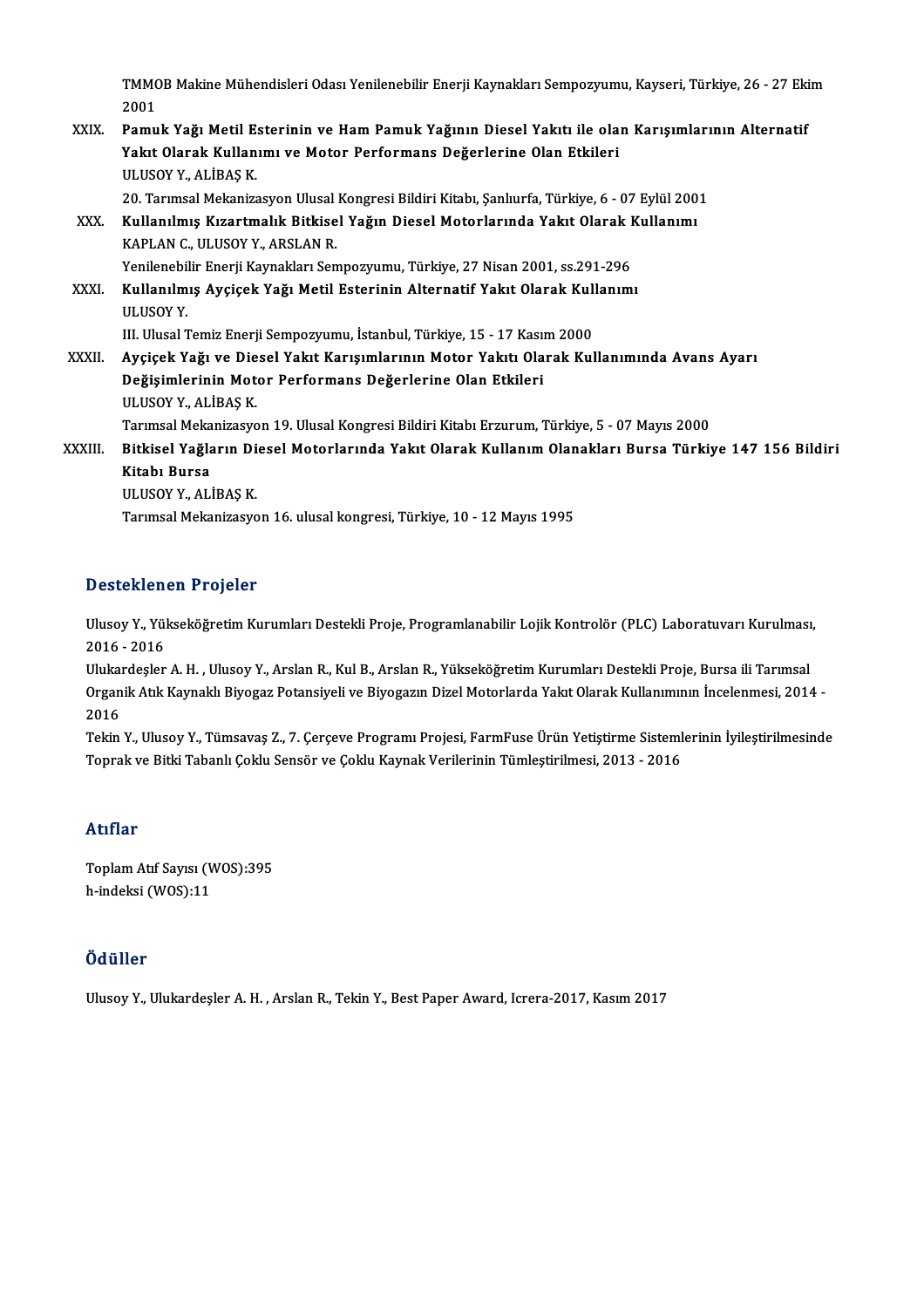TMMOB Makine Mühendisleri Odası Yenilenebilir Enerji Kaynakları Sempozyumu, Kayseri, Türkiye, 26 - 27 Ekim 2001

XXIX. **Pamuk Yağı Metil Esterinin ve Ham Pamuk Yağının Diesel Yakıtı ile olan Karışımlarının Alternatif Yakıt Olarak Kullanımı ve Motor Performans Değerlerine Olan Etkileri**
ULUSOY Y., ALİBAŞ K.
20. Tarımsal Mekanizasyon Ulusal Kongresi Bildiri Kitabı, Şanlıurfa, Türkiye, 6 - 07 Eylül 2001

XXX. **Kullanılmış Kızartmalık Bitkisel Yağın Diesel Motorlarında Yakıt Olarak Kullanımı**
KAPLAN C., ULUSOY Y., ARSLAN R.
Yenilenebilir Enerji Kaynakları Sempozyumu, Türkiye, 27 Nisan 2001, ss.291-296

XXXI. **Kullanılmış Ayçiçek Yağı Metil Esterinin Alternatif Yakıt Olarak Kullanımı**
ULUSOY Y.
III. Ulusal Temiz Enerji Sempozyumu, İstanbul, Türkiye, 15 - 17 Kasım 2000

XXXII. **Ayçiçek Yağı ve Diesel Yakıt Karışımlarının Motor Yakıtı Olarak Kullanımında Avans Ayarı Değişimlerinin Motor Performans Değerlerine Olan Etkileri**
ULUSOY Y., ALİBAŞ K.
Tarımsal Mekanizasyon 19. Ulusal Kongresi Bildiri Kitabı Erzurum, Türkiye, 5 - 07 Mayıs 2000

XXXIII. **Bitkisel Yağların Diesel Motorlarında Yakıt Olarak Kullanım Olanakları Bursa Türkiye 147 156 Bildiri Kitabı Bursa**
ULUSOY Y., ALİBAŞ K.
Tarımsal Mekanizasyon 16. ulusal kongresi, Türkiye, 10 - 12 Mayıs 1995

## Desteklenen Projeler

Ulusoy Y., Yükseköğretim Kurumları Destekli Proje, Programlanabilir Lojik Kontrolör (PLC) Laboratuvarı Kurulması, 2016 - 2016

Ulukardeşler A. H. , Ulusoy Y., Arslan R., Kul B., Arslan R., Yükseköğretim Kurumları Destekli Proje, Bursa ili Tarımsal Organik Atık Kaynaklı Biyogaz Potansiyeli ve Biyogazın Dizel Motorlarda Yakıt Olarak Kullanımının İncelenmesi, 2014 - 2016

Tekin Y., Ulusoy Y., Tümsavaş Z., 7. Çerçeve Programı Projesi, FarmFuse Ürün Yetiştirme Sistemlerinin İyileştirilmesinde Toprak ve Bitki Tabanlı Çoklu Sensör ve Çoklu Kaynak Verilerinin Tümleştirilmesi, 2013 - 2016

## Atıflar

Toplam Atıf Sayısı (WOS):395
h-indeksi (WOS):11

## Ödüller

Ulusoy Y., Ulukardeşler A. H. , Arslan R., Tekin Y., Best Paper Award, Icrera-2017, Kasım 2017